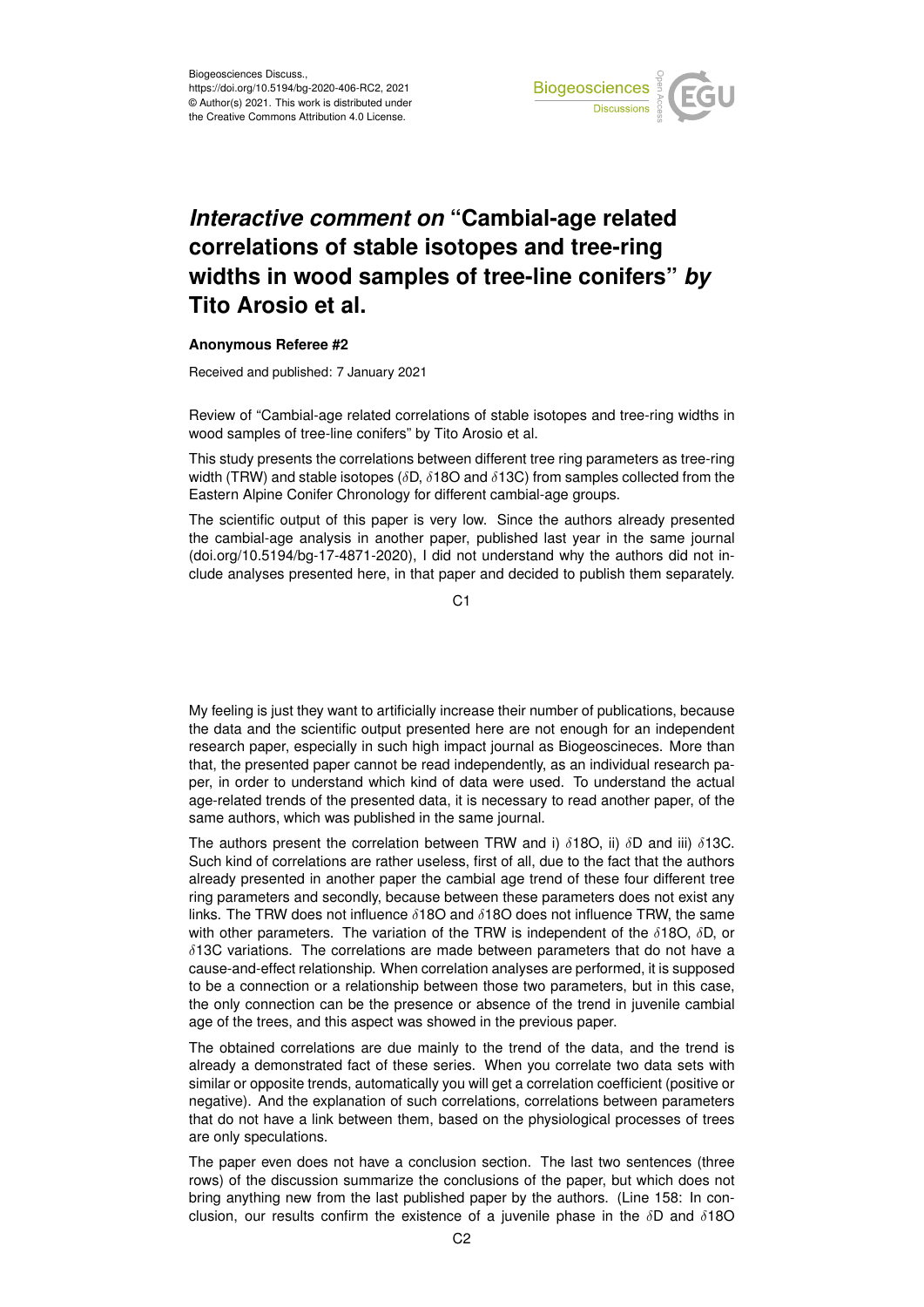Biogeosciences Discuss.,
https://doi.org/10.5194/bg-2020-406-RC2, 2021
© Author(s) 2021. This work is distributed under
the Creative Commons Attribution 4.0 License.

# *Interactive comment on* "Cambial-age related correlations of stable isotopes and tree-ring widths in wood samples of tree-line conifers" *by* Tito Arosio et al.

**Anonymous Referee #2**

Received and published: 7 January 2021

Review of "Cambial-age related correlations of stable isotopes and tree-ring widths in wood samples of tree-line conifers" by Tito Arosio et al.

This study presents the correlations between different tree ring parameters as tree-ring width (TRW) and stable isotopes ($\delta$D, $\delta$18O and $\delta$13C) from samples collected from the Eastern Alpine Conifer Chronology for different cambial-age groups.

The scientific output of this paper is very low. Since the authors already presented the cambial-age analysis in another paper, published last year in the same journal (doi.org/10.5194/bg-17-4871-2020), I did not understand why the authors did not include analyses presented here, in that paper and decided to publish them separately. My feeling is just they want to artificially increase their number of publications, because the data and the scientific output presented here are not enough for an independent research paper, especially in such high impact journal as Biogeoscineces. More than that, the presented paper cannot be read independently, as an individual research paper, in order to understand which kind of data were used. To understand the actual age-related trends of the presented data, it is necessary to read another paper, of the same authors, which was published in the same journal.

The authors present the correlation between TRW and i) $\delta$18O, ii) $\delta$D and iii) $\delta$13C. Such kind of correlations are rather useless, first of all, due to the fact that the authors already presented in another paper the cambial age trend of these four different tree ring parameters and secondly, because between these parameters does not exist any links. The TRW does not influence $\delta$18O and $\delta$18O does not influence TRW, the same with other parameters. The variation of the TRW is independent of the $\delta$18O, $\delta$D, or $\delta$13C variations. The correlations are made between parameters that do not have a cause-and-effect relationship. When correlation analyses are performed, it is supposed to be a connection or a relationship between those two parameters, but in this case, the only connection can be the presence or absence of the trend in juvenile cambial age of the trees, and this aspect was showed in the previous paper.

The obtained correlations are due mainly to the trend of the data, and the trend is already a demonstrated fact of these series. When you correlate two data sets with similar or opposite trends, automatically you will get a correlation coefficient (positive or negative). And the explanation of such correlations, correlations between parameters that do not have a link between them, based on the physiological processes of trees are only speculations.

The paper even does not have a conclusion section. The last two sentences (three rows) of the discussion summarize the conclusions of the paper, but which does not bring anything new from the last published paper by the authors. (Line 158: In conclusion, our results confirm the existence of a juvenile phase in the $\delta$D and $\delta$18O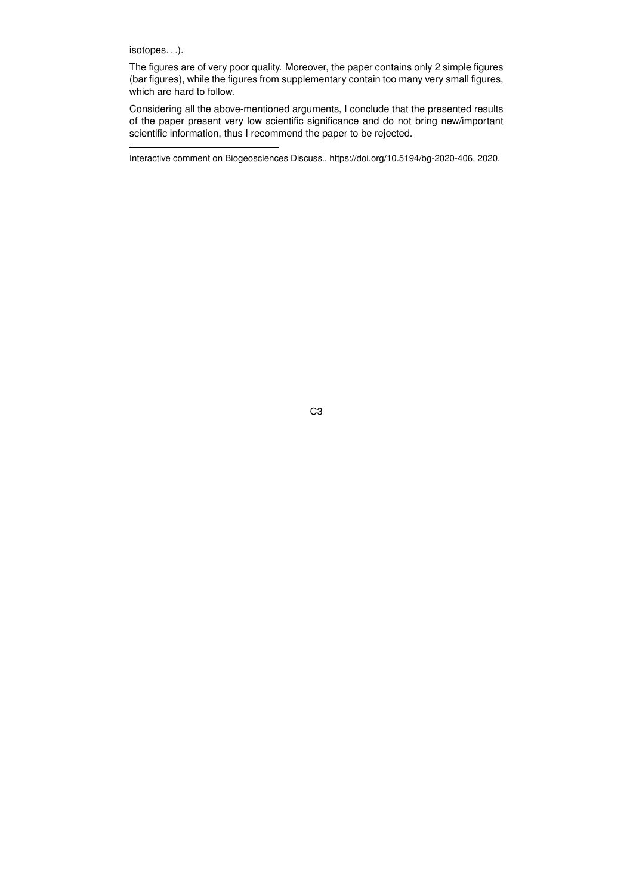isotopes. . .).

The figures are of very poor quality. Moreover, the paper contains only 2 simple figures (bar figures), while the figures from supplementary contain too many very small figures, which are hard to follow.

Considering all the above-mentioned arguments, I conclude that the presented results of the paper present very low scientific significance and do not bring new/important scientific information, thus I recommend the paper to be rejected.

---

Interactive comment on Biogeosciences Discuss., https://doi.org/10.5194/bg-2020-406, 2020.